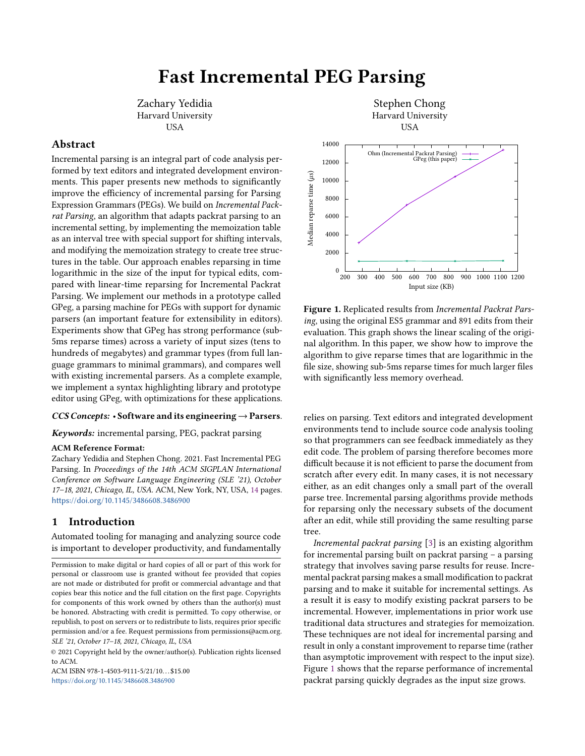# Fast Incremental PEG Parsing

Zachary Yedidia
Harvard University
USA

Stephen Chong
Harvard University
USA

## Abstract

Incremental parsing is an integral part of code analysis performed by text editors and integrated development environments. This paper presents new methods to significantly improve the efficiency of incremental parsing for Parsing Expression Grammars (PEGs). We build on *Incremental Packrat Parsing*, an algorithm that adapts packrat parsing to an incremental setting, by implementing the memoization table as an interval tree with special support for shifting intervals, and modifying the memoization strategy to create tree structures in the table. Our approach enables reparsing in time logarithmic in the size of the input for typical edits, compared with linear-time reparsing for Incremental Packrat Parsing. We implement our methods in a prototype called GPeg, a parsing machine for PEGs with support for dynamic parsers (an important feature for extensibility in editors). Experiments show that GPeg has strong performance (sub-5ms reparse times) across a variety of input sizes (tens to hundreds of megabytes) and grammar types (from full language grammars to minimal grammars), and compares well with existing incremental parsers. As a complete example, we implement a syntax highlighting library and prototype editor using GPeg, with optimizations for these applications.

***CCS Concepts:*** • **Software and its engineering → Parsers**.

***Keywords:*** incremental parsing, PEG, packrat parsing

**ACM Reference Format:**
Zachary Yedidia and Stephen Chong. 2021. Fast Incremental PEG Parsing. In *Proceedings of the 14th ACM SIGPLAN International Conference on Software Language Engineering (SLE '21), October 17–18, 2021, Chicago, IL, USA.* ACM, New York, NY, USA, 14 pages. https://doi.org/10.1145/3486608.3486900

## 1 Introduction

Automated tooling for managing and analyzing source code is important to developer productivity, and fundamentally relies on parsing. Text editors and integrated development environments tend to include source code analysis tooling so that programmers can see feedback immediately as they edit code. The problem of parsing therefore becomes more difficult because it is not efficient to parse the document from scratch after every edit. In many cases, it is not necessary either, as an edit changes only a small part of the overall parse tree. Incremental parsing algorithms provide methods for reparsing only the necessary subsets of the document after an edit, while still providing the same resulting parse tree.

*Incremental packrat parsing* [3] is an existing algorithm for incremental parsing built on packrat parsing – a parsing strategy that involves saving parse results for reuse. Incremental packrat parsing makes a small modification to packrat parsing and to make it suitable for incremental settings. As a result it is easy to modify existing packrat parsers to be incremental. However, implementations in prior work use traditional data structures and strategies for memoization. These techniques are not ideal for incremental parsing and result in only a constant improvement to reparse time (rather than asymptotic improvement with respect to the input size). Figure 1 shows that the reparse performance of incremental packrat parsing quickly degrades as the input size grows.

**Figure 1.** Replicated results from *Incremental Packrat Parsing*, using the original ES5 grammar and 891 edits from their evaluation. This graph shows the linear scaling of the original algorithm. In this paper, we show how to improve the algorithm to give reparse times that are logarithmic in the file size, showing sub-5ms reparse times for much larger files with significantly less memory overhead.

Permission to make digital or hard copies of all or part of this work for personal or classroom use is granted without fee provided that copies are not made or distributed for profit or commercial advantage and that copies bear this notice and the full citation on the first page. Copyrights for components of this work owned by others than the author(s) must be honored. Abstracting with credit is permitted. To copy otherwise, or republish, to post on servers or to redistribute to lists, requires prior specific permission and/or a fee. Request permissions from permissions@acm.org.
*SLE '21, October 17–18, 2021, Chicago, IL, USA*
© 2021 Copyright held by the owner/author(s). Publication rights licensed to ACM.
ACM ISBN 978-1-4503-9111-5/21/10...$15.00
https://doi.org/10.1145/3486608.3486900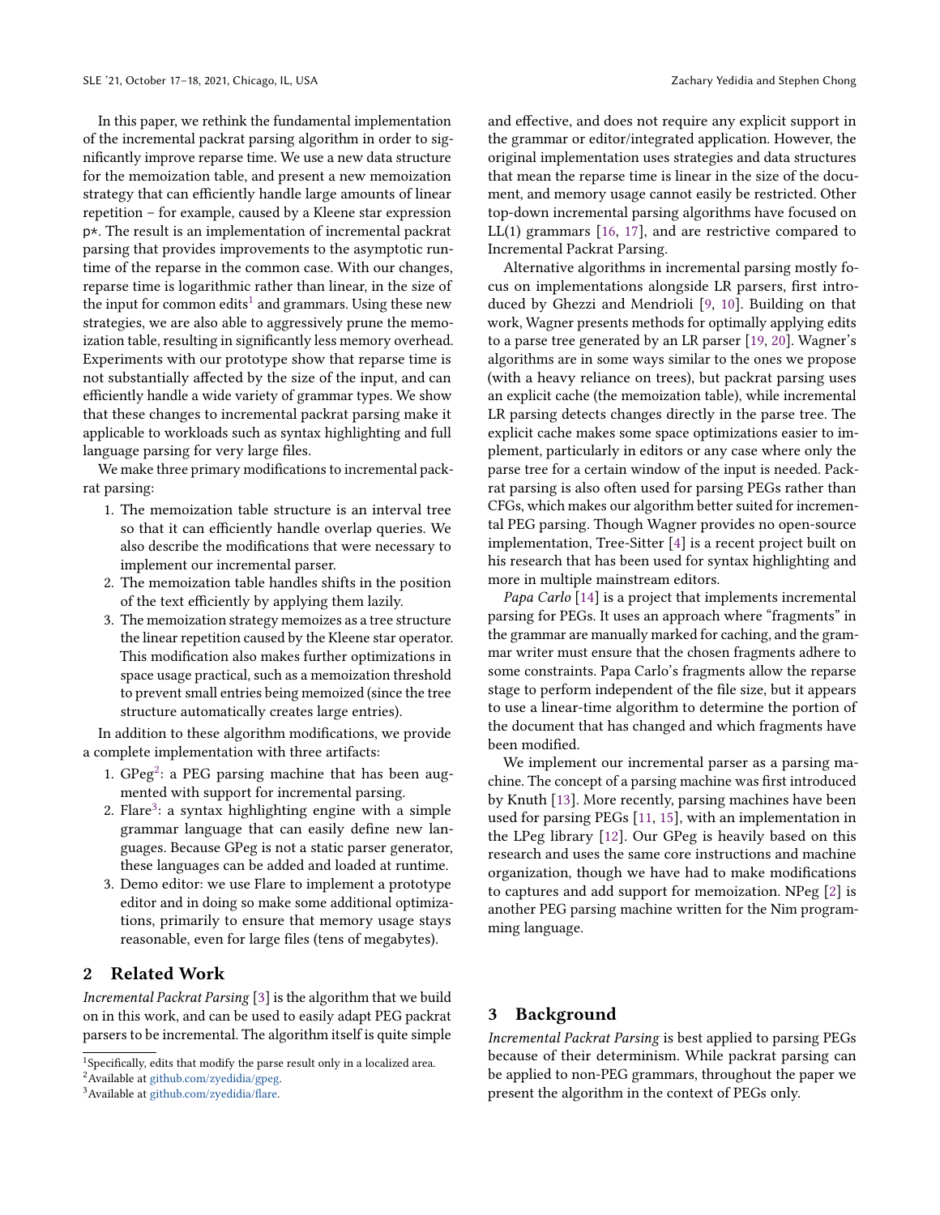In this paper, we rethink the fundamental implementation of the incremental packrat parsing algorithm in order to significantly improve reparse time. We use a new data structure for the memoization table, and present a new memoization strategy that can efficiently handle large amounts of linear repetition – for example, caused by a Kleene star expression p*. The result is an implementation of incremental packrat parsing that provides improvements to the asymptotic runtime of the reparse in the common case. With our changes, reparse time is logarithmic rather than linear, in the size of the input for common edits[1] and grammars. Using these new strategies, we are also able to aggressively prune the memoization table, resulting in significantly less memory overhead. Experiments with our prototype show that reparse time is not substantially affected by the size of the input, and can efficiently handle a wide variety of grammar types. We show that these changes to incremental packrat parsing make it applicable to workloads such as syntax highlighting and full language parsing for very large files.

We make three primary modifications to incremental packrat parsing:

1. The memoization table structure is an interval tree so that it can efficiently handle overlap queries. We also describe the modifications that were necessary to implement our incremental parser.
2. The memoization table handles shifts in the position of the text efficiently by applying them lazily.
3. The memoization strategy memoizes as a tree structure the linear repetition caused by the Kleene star operator. This modification also makes further optimizations in space usage practical, such as a memoization threshold to prevent small entries being memoized (since the tree structure automatically creates large entries).

In addition to these algorithm modifications, we provide a complete implementation with three artifacts:

1. GPeg[2]: a PEG parsing machine that has been augmented with support for incremental parsing.
2. Flare[3]: a syntax highlighting engine with a simple grammar language that can easily define new languages. Because GPeg is not a static parser generator, these languages can be added and loaded at runtime.
3. Demo editor: we use Flare to implement a prototype editor and in doing so make some additional optimizations, primarily to ensure that memory usage stays reasonable, even for large files (tens of megabytes).

## 2 Related Work

*Incremental Packrat Parsing* [3] is the algorithm that we build on in this work, and can be used to easily adapt PEG packrat parsers to be incremental. The algorithm itself is quite simple and effective, and does not require any explicit support in the grammar or editor/integrated application. However, the original implementation uses strategies and data structures that mean the reparse time is linear in the size of the document, and memory usage cannot easily be restricted. Other top-down incremental parsing algorithms have focused on LL(1) grammars [16, 17], and are restrictive compared to Incremental Packrat Parsing.

Alternative algorithms in incremental parsing mostly focus on implementations alongside LR parsers, first introduced by Ghezzi and Mendrioli [9, 10]. Building on that work, Wagner presents methods for optimally applying edits to a parse tree generated by an LR parser [19, 20]. Wagner's algorithms are in some ways similar to the ones we propose (with a heavy reliance on trees), but packrat parsing uses an explicit cache (the memoization table), while incremental LR parsing detects changes directly in the parse tree. The explicit cache makes some space optimizations easier to implement, particularly in editors or any case where only the parse tree for a certain window of the input is needed. Packrat parsing is also often used for parsing PEGs rather than CFGs, which makes our algorithm better suited for incremental PEG parsing. Though Wagner provides no open-source implementation, Tree-Sitter [4] is a recent project built on his research that has been used for syntax highlighting and more in multiple mainstream editors.

*Papa Carlo* [14] is a project that implements incremental parsing for PEGs. It uses an approach where "fragments" in the grammar are manually marked for caching, and the grammar writer must ensure that the chosen fragments adhere to some constraints. Papa Carlo's fragments allow the reparse stage to perform independent of the file size, but it appears to use a linear-time algorithm to determine the portion of the document that has changed and which fragments have been modified.

We implement our incremental parser as a parsing machine. The concept of a parsing machine was first introduced by Knuth [13]. More recently, parsing machines have been used for parsing PEGs [11, 15], with an implementation in the LPeg library [12]. Our GPeg is heavily based on this research and uses the same core instructions and machine organization, though we have had to make modifications to captures and add support for memoization. NPeg [2] is another PEG parsing machine written for the Nim programming language.

## 3 Background

*Incremental Packrat Parsing* is best applied to parsing PEGs because of their determinism. While packrat parsing can be applied to non-PEG grammars, throughout the paper we present the algorithm in the context of PEGs only.

[1] Specifically, edits that modify the parse result only in a localized area.

[2] Available at github.com/zyedidia/gpeg.

[3] Available at github.com/zyedidia/flare.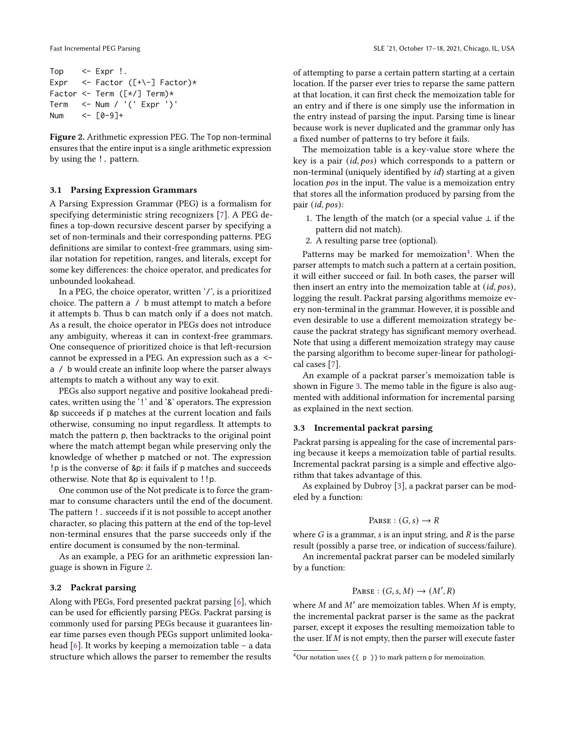```
Top    <- Expr !.
Expr   <- Factor ([+\-] Factor)*
Factor <- Term ([*/] Term)*
Term   <- Num / '(' Expr ')'
Num    <- [0-9]+
```

**Figure 2.** Arithmetic expression PEG. The Top non-terminal ensures that the entire input is a single arithmetic expression by using the `!.` pattern.

### 3.1 Parsing Expression Grammars

A Parsing Expression Grammar (PEG) is a formalism for specifying deterministic string recognizers [7]. A PEG defines a top-down recursive descent parser by specifying a set of non-terminals and their corresponding patterns. PEG definitions are similar to context-free grammars, using similar notation for repetition, ranges, and literals, except for some key differences: the choice operator, and predicates for unbounded lookahead.

In a PEG, the choice operator, written '/', is a prioritized choice. The pattern `a / b` must attempt to match a before it attempts b. Thus b can match only if a does not match. As a result, the choice operator in PEGs does not introduce any ambiguity, whereas it can in context-free grammars. One consequence of prioritized choice is that left-recursion cannot be expressed in a PEG. An expression such as `a <- a / b` would create an infinite loop where the parser always attempts to match a without any way to exit.

PEGs also support negative and positive lookahead predicates, written using the '!' and '&' operators. The expression &p succeeds if p matches at the current location and fails otherwise, consuming no input regardless. It attempts to match the pattern p, then backtracks to the original point where the match attempt began while preserving only the knowledge of whether p matched or not. The expression !p is the converse of &p: it fails if p matches and succeeds otherwise. Note that &p is equivalent to !!p.

One common use of the Not predicate is to force the grammar to consume characters until the end of the document. The pattern `!.` succeeds if it is not possible to accept another character, so placing this pattern at the end of the top-level non-terminal ensures that the parse succeeds only if the entire document is consumed by the non-terminal.

As an example, a PEG for an arithmetic expression language is shown in Figure 2.

### 3.2 Packrat parsing

Along with PEGs, Ford presented packrat parsing [6], which can be used for efficiently parsing PEGs. Packrat parsing is commonly used for parsing PEGs because it guarantees linear time parses even though PEGs support unlimited lookahead [6]. It works by keeping a memoization table – a data structure which allows the parser to remember the results of attempting to parse a certain pattern starting at a certain location. If the parser ever tries to reparse the same pattern at that location, it can first check the memoization table for an entry and if there is one simply use the information in the entry instead of parsing the input. Parsing time is linear because work is never duplicated and the grammar only has a fixed number of patterns to try before it fails.

The memoization table is a key-value store where the key is a pair $(id, pos)$ which corresponds to a pattern or non-terminal (uniquely identified by $id$) starting at a given location $pos$ in the input. The value is a memoization entry that stores all the information produced by parsing from the pair $(id, pos)$:

1. The length of the match (or a special value $\perp$ if the pattern did not match).
2. A resulting parse tree (optional).

Patterns may be marked for memoization[4]. When the parser attempts to match such a pattern at a certain position, it will either succeed or fail. In both cases, the parser will then insert an entry into the memoization table at $(id, pos)$, logging the result. Packrat parsing algorithms memoize every non-terminal in the grammar. However, it is possible and even desirable to use a different memoization strategy because the packrat strategy has significant memory overhead. Note that using a different memoization strategy may cause the parsing algorithm to become super-linear for pathological cases [7].

An example of a packrat parser's memoization table is shown in Figure 3. The memo table in the figure is also augmented with additional information for incremental parsing as explained in the next section.

### 3.3 Incremental packrat parsing

Packrat parsing is appealing for the case of incremental parsing because it keeps a memoization table of partial results. Incremental packrat parsing is a simple and effective algorithm that takes advantage of this.

As explained by Dubroy [3], a packrat parser can be modeled by a function:

$$\text{Parse} : (G, s) \rightarrow R$$

where $G$ is a grammar, $s$ is an input string, and $R$ is the parse result (possibly a parse tree, or indication of success/failure).

An incremental packrat parser can be modeled similarly by a function:

$$\text{Parse} : (G, s, M) \rightarrow (M', R)$$

where $M$ and $M'$ are memoization tables. When $M$ is empty, the incremental packrat parser is the same as the packrat parser, except it exposes the resulting memoization table to the user. If $M$ is not empty, then the parser will execute faster

[4] Our notation uses `{{ p }}` to mark pattern p for memoization.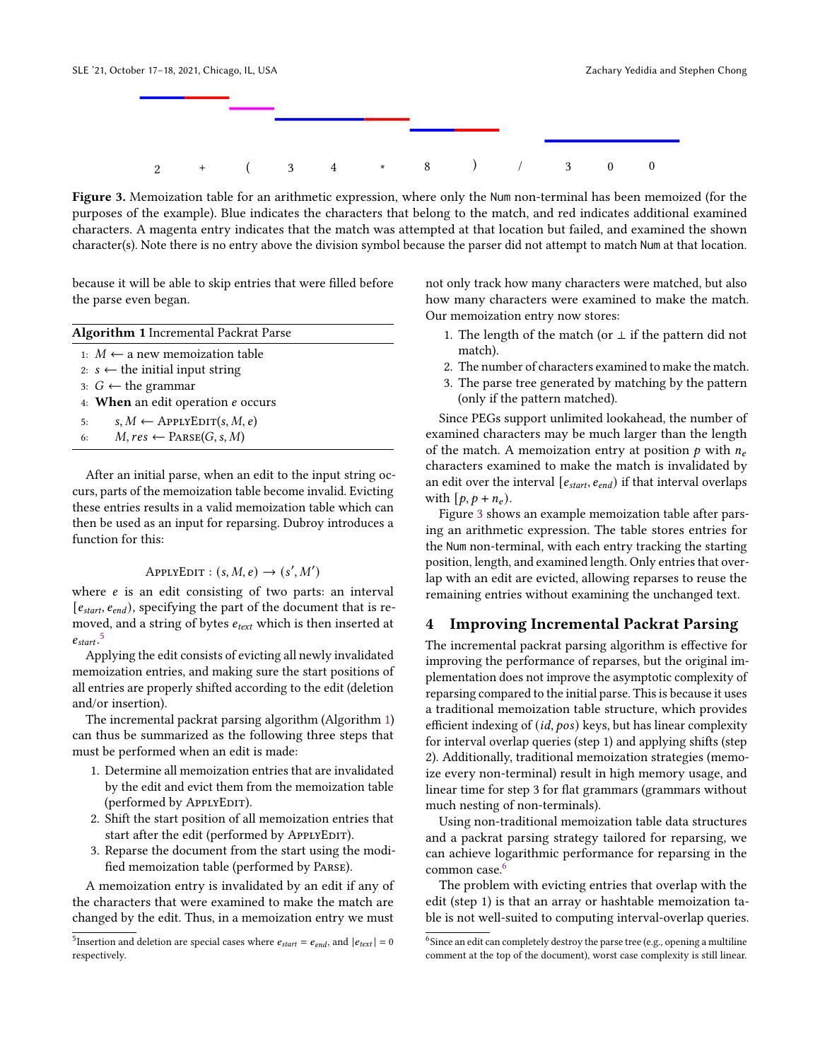2 + ( 3 4 * 8 ) / 3 0 0

**Figure 3.** Memoization table for an arithmetic expression, where only the Num non-terminal has been memoized (for the purposes of the example). Blue indicates the characters that belong to the match, and red indicates additional examined characters. A magenta entry indicates that the match was attempted at that location but failed, and examined the shown character(s). Note there is no entry above the division symbol because the parser did not attempt to match Num at that location.

because it will be able to skip entries that were filled before the parse even began.

**Algorithm 1** Incremental Packrat Parse

```
1: M ← a new memoization table
2: s ← the initial input string
3: G ← the grammar
4: When an edit operation e occurs
5:     s, M ← ApplyEdit(s, M, e)
6:     M, res ← Parse(G, s, M)
```

After an initial parse, when an edit to the input string occurs, parts of the memoization table become invalid. Evicting these entries results in a valid memoization table which can then be used as an input for reparsing. Dubroy introduces a function for this:

$$\text{ApplyEdit} : (s, M, e) \rightarrow (s', M')$$

where $e$ is an edit consisting of two parts: an interval $[e_{start}, e_{end})$, specifying the part of the document that is removed, and a string of bytes $e_{text}$ which is then inserted at $e_{start}$.[5]

Applying the edit consists of evicting all newly invalidated memoization entries, and making sure the start positions of all entries are properly shifted according to the edit (deletion and/or insertion).

The incremental packrat parsing algorithm (Algorithm 1) can thus be summarized as the following three steps that must be performed when an edit is made:

1. Determine all memoization entries that are invalidated by the edit and evict them from the memoization table (performed by ApplyEdit).
2. Shift the start position of all memoization entries that start after the edit (performed by ApplyEdit).
3. Reparse the document from the start using the modified memoization table (performed by Parse).

A memoization entry is invalidated by an edit if any of the characters that were examined to make the match are changed by the edit. Thus, in a memoization entry we must not only track how many characters were matched, but also how many characters were examined to make the match. Our memoization entry now stores:

1. The length of the match (or $\perp$ if the pattern did not match).
2. The number of characters examined to make the match.
3. The parse tree generated by matching by the pattern (only if the pattern matched).

Since PEGs support unlimited lookahead, the number of examined characters may be much larger than the length of the match. A memoization entry at position $p$ with $n_e$ characters examined to make the match is invalidated by an edit over the interval $[e_{start}, e_{end})$ if that interval overlaps with $[p, p + n_e)$.

Figure 3 shows an example memoization table after parsing an arithmetic expression. The table stores entries for the Num non-terminal, with each entry tracking the starting position, length, and examined length. Only entries that overlap with an edit are evicted, allowing reparses to reuse the remaining entries without examining the unchanged text.

## 4 Improving Incremental Packrat Parsing

The incremental packrat parsing algorithm is effective for improving the performance of reparses, but the original implementation does not improve the asymptotic complexity of reparsing compared to the initial parse. This is because it uses a traditional memoization table structure, which provides efficient indexing of $(id, pos)$ keys, but has linear complexity for interval overlap queries (step 1) and applying shifts (step 2). Additionally, traditional memoization strategies (memoize every non-terminal) result in high memory usage, and linear time for step 3 for flat grammars (grammars without much nesting of non-terminals).

Using non-traditional memoization table data structures and a packrat parsing strategy tailored for reparsing, we can achieve logarithmic performance for reparsing in the common case.[6]

The problem with evicting entries that overlap with the edit (step 1) is that an array or hashtable memoization table is not well-suited to computing interval-overlap queries.

[5] Insertion and deletion are special cases where $e_{start} = e_{end}$, and $|e_{text}| = 0$ respectively.

[6] Since an edit can completely destroy the parse tree (e.g., opening a multiline comment at the top of the document), worst case complexity is still linear.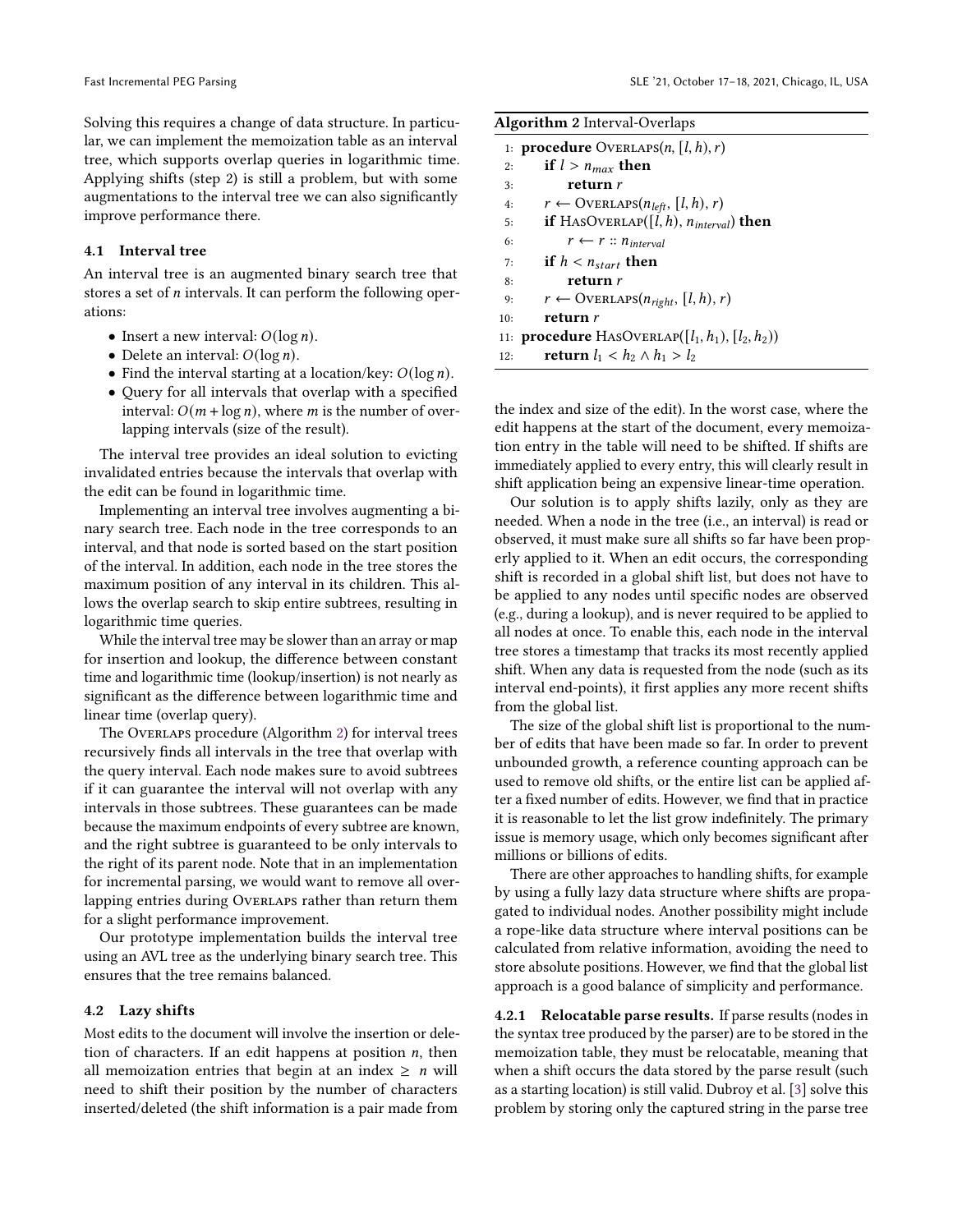Solving this requires a change of data structure. In particular, we can implement the memoization table as an interval tree, which supports overlap queries in logarithmic time. Applying shifts (step 2) is still a problem, but with some augmentations to the interval tree we can also significantly improve performance there.

### 4.1 Interval tree

An interval tree is an augmented binary search tree that stores a set of $n$ intervals. It can perform the following operations:

- Insert a new interval: $O(\log n)$.
- Delete an interval: $O(\log n)$.
- Find the interval starting at a location/key: $O(\log n)$.
- Query for all intervals that overlap with a specified interval: $O(m + \log n)$, where $m$ is the number of overlapping intervals (size of the result).

The interval tree provides an ideal solution to evicting invalidated entries because the intervals that overlap with the edit can be found in logarithmic time.

Implementing an interval tree involves augmenting a binary search tree. Each node in the tree corresponds to an interval, and that node is sorted based on the start position of the interval. In addition, each node in the tree stores the maximum position of any interval in its children. This allows the overlap search to skip entire subtrees, resulting in logarithmic time queries.

While the interval tree may be slower than an array or map for insertion and lookup, the difference between constant time and logarithmic time (lookup/insertion) is not nearly as significant as the difference between logarithmic time and linear time (overlap query).

The Overlaps procedure (Algorithm 2) for interval trees recursively finds all intervals in the tree that overlap with the query interval. Each node makes sure to avoid subtrees if it can guarantee the interval will not overlap with any intervals in those subtrees. These guarantees can be made because the maximum endpoints of every subtree are known, and the right subtree is guaranteed to be only intervals to the right of its parent node. Note that in an implementation for incremental parsing, we would want to remove all overlapping entries during Overlaps rather than return them for a slight performance improvement.

Our prototype implementation builds the interval tree using an AVL tree as the underlying binary search tree. This ensures that the tree remains balanced.

**Algorithm 2** Interval-Overlaps

```
1:  procedure Overlaps(n, [l, h), r)
2:      if l > n_max then
3:          return r
4:      r ← Overlaps(n_left, [l, h), r)
5:      if HasOverlap([l, h), n_interval) then
6:          r ← r :: n_interval
7:      if h < n_start then
8:          return r
9:      r ← Overlaps(n_right, [l, h), r)
10:     return r
11: procedure HasOverlap([l1, h1), [l2, h2))
12:     return l1 < h2 ∧ h1 > l2
```

### 4.2 Lazy shifts

Most edits to the document will involve the insertion or deletion of characters. If an edit happens at position $n$, then all memoization entries that begin at an index $\geq n$ will need to shift their position by the number of characters inserted/deleted (the shift information is a pair made from the index and size of the edit). In the worst case, where the edit happens at the start of the document, every memoization entry in the table will need to be shifted. If shifts are immediately applied to every entry, this will clearly result in shift application being an expensive linear-time operation.

Our solution is to apply shifts lazily, only as they are needed. When a node in the tree (i.e., an interval) is read or observed, it must make sure all shifts so far have been properly applied to it. When an edit occurs, the corresponding shift is recorded in a global shift list, but does not have to be applied to any nodes until specific nodes are observed (e.g., during a lookup), and is never required to be applied to all nodes at once. To enable this, each node in the interval tree stores a timestamp that tracks its most recently applied shift. When any data is requested from the node (such as its interval end-points), it first applies any more recent shifts from the global list.

The size of the global shift list is proportional to the number of edits that have been made so far. In order to prevent unbounded growth, a reference counting approach can be used to remove old shifts, or the entire list can be applied after a fixed number of edits. However, we find that in practice it is reasonable to let the list grow indefinitely. The primary issue is memory usage, which only becomes significant after millions or billions of edits.

There are other approaches to handling shifts, for example by using a fully lazy data structure where shifts are propagated to individual nodes. Another possibility might include a rope-like data structure where interval positions can be calculated from relative information, avoiding the need to store absolute positions. However, we find that the global list approach is a good balance of simplicity and performance.

#### 4.2.1 Relocatable parse results.

If parse results (nodes in the syntax tree produced by the parser) are to be stored in the memoization table, they must be relocatable, meaning that when a shift occurs the data stored by the parse result (such as a starting location) is still valid. Dubroy et al. [3] solve this problem by storing only the captured string in the parse tree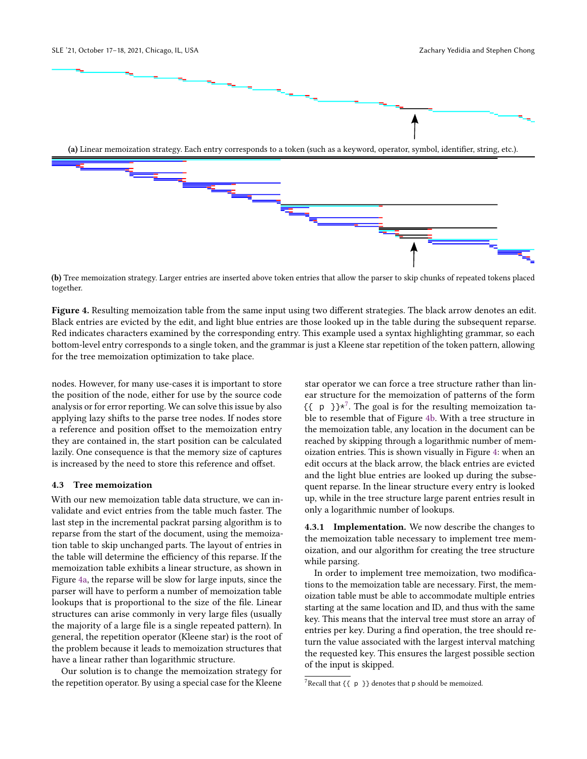(a) Linear memoization strategy. Each entry corresponds to a token (such as a keyword, operator, symbol, identifier, string, etc.).

(b) Tree memoization strategy. Larger entries are inserted above token entries that allow the parser to skip chunks of repeated tokens placed together.

**Figure 4.** Resulting memoization table from the same input using two different strategies. The black arrow denotes an edit. Black entries are evicted by the edit, and light blue entries are those looked up in the table during the subsequent reparse. Red indicates characters examined by the corresponding entry. This example used a syntax highlighting grammar, so each bottom-level entry corresponds to a single token, and the grammar is just a Kleene star repetition of the token pattern, allowing for the tree memoization optimization to take place.

nodes. However, for many use-cases it is important to store the position of the node, either for use by the source code analysis or for error reporting. We can solve this issue by also applying lazy shifts to the parse tree nodes. If nodes store a reference and position offset to the memoization entry they are contained in, the start position can be calculated lazily. One consequence is that the memory size of captures is increased by the need to store this reference and offset.

### 4.3 Tree memoization

With our new memoization table data structure, we can invalidate and evict entries from the table much faster. The last step in the incremental packrat parsing algorithm is to reparse from the start of the document, using the memoization table to skip unchanged parts. The layout of entries in the table will determine the efficiency of this reparse. If the memoization table exhibits a linear structure, as shown in Figure 4a, the reparse will be slow for large inputs, since the parser will have to perform a number of memoization table lookups that is proportional to the size of the file. Linear structures can arise commonly in very large files (usually the majority of a large file is a single repeated pattern). In general, the repetition operator (Kleene star) is the root of the problem because it leads to memoization structures that have a linear rather than logarithmic structure.

Our solution is to change the memoization strategy for the repetition operator. By using a special case for the Kleene star operator we can force a tree structure rather than linear structure for the memoization of patterns of the form `{{ p }}*`[7]. The goal is for the resulting memoization table to resemble that of Figure 4b. With a tree structure in the memoization table, any location in the document can be reached by skipping through a logarithmic number of memoization entries. This is shown visually in Figure 4: when an edit occurs at the black arrow, the black entries are evicted and the light blue entries are looked up during the subsequent reparse. In the linear structure every entry is looked up, while in the tree structure large parent entries result in only a logarithmic number of lookups.

**4.3.1 Implementation.** We now describe the changes to the memoization table necessary to implement tree memoization, and our algorithm for creating the tree structure while parsing.

In order to implement tree memoization, two modifications to the memoization table are necessary. First, the memoization table must be able to accommodate multiple entries starting at the same location and ID, and thus with the same key. This means that the interval tree must store an array of entries per key. During a find operation, the tree should return the value associated with the largest interval matching the requested key. This ensures the largest possible section of the input is skipped.

[7] Recall that `{{ p }}` denotes that p should be memoized.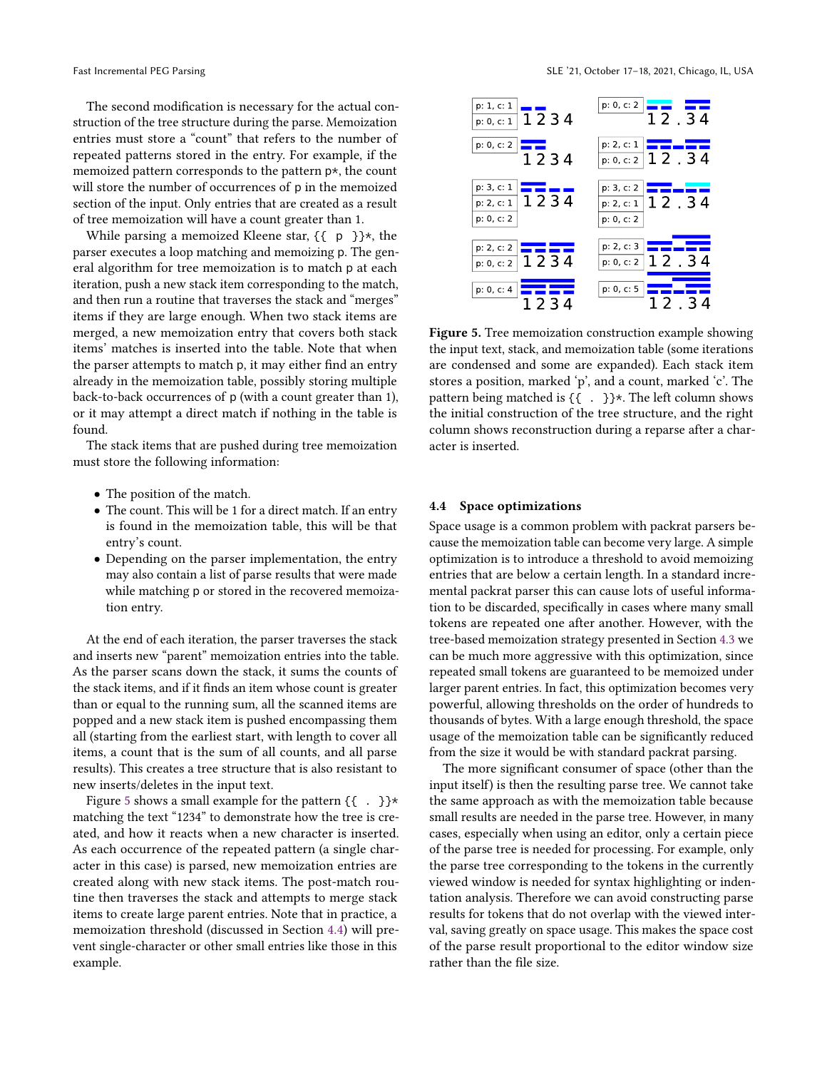The second modification is necessary for the actual construction of the tree structure during the parse. Memoization entries must store a "count" that refers to the number of repeated patterns stored in the entry. For example, if the memoized pattern corresponds to the pattern `p*`, the count will store the number of occurrences of `p` in the memoized section of the input. Only entries that are created as a result of tree memoization will have a count greater than 1.

While parsing a memoized Kleene star, `{{ p }}*`, the parser executes a loop matching and memoizing `p`. The general algorithm for tree memoization is to match `p` at each iteration, push a new stack item corresponding to the match, and then run a routine that traverses the stack and "merges" items if they are large enough. When two stack items are merged, a new memoization entry that covers both stack items' matches is inserted into the table. Note that when the parser attempts to match `p`, it may either find an entry already in the memoization table, possibly storing multiple back-to-back occurrences of `p` (with a count greater than 1), or it may attempt a direct match if nothing in the table is found.

The stack items that are pushed during tree memoization must store the following information:

- The position of the match.
- The count. This will be 1 for a direct match. If an entry is found in the memoization table, this will be that entry's count.
- Depending on the parser implementation, the entry may also contain a list of parse results that were made while matching `p` or stored in the recovered memoization entry.

At the end of each iteration, the parser traverses the stack and inserts new "parent" memoization entries into the table. As the parser scans down the stack, it sums the counts of the stack items, and if it finds an item whose count is greater than or equal to the running sum, all the scanned items are popped and a new stack item is pushed encompassing them all (starting from the earliest start, with length to cover all items, a count that is the sum of all counts, and all parse results). This creates a tree structure that is also resistant to new inserts/deletes in the input text.

Figure 5 shows a small example for the pattern `{{ . }}*` matching the text "1234" to demonstrate how the tree is created, and how it reacts when a new character is inserted. As each occurrence of the repeated pattern (a single character in this case) is parsed, new memoization entries are created along with new stack items. The post-match routine then traverses the stack and attempts to merge stack items to create large parent entries. Note that in practice, a memoization threshold (discussed in Section 4.4) will prevent single-character or other small entries like those in this example.

| Initial construction | | Reparse after insertion | |
|---|---|---|---|
| p: 1, c: 1<br>p: 0, c: 1 | 1234 | p: 0, c: 2 | 12.34 |
| p: 0, c: 2 | 1234 | p: 2, c: 1<br>p: 0, c: 2 | 12.34 |
| p: 3, c: 1<br>p: 2, c: 1<br>p: 0, c: 2 | 1234 | p: 3, c: 2<br>p: 2, c: 1<br>p: 0, c: 2 | 12.34 |
| p: 2, c: 2<br>p: 0, c: 2 | 1234 | p: 2, c: 3<br>p: 0, c: 2 | 12.34 |
| p: 0, c: 4 | 1234 | p: 0, c: 5 | 12.34 |

**Figure 5.** Tree memoization construction example showing the input text, stack, and memoization table (some iterations are condensed and some are expanded). Each stack item stores a position, marked 'p', and a count, marked 'c'. The pattern being matched is `{{ . }}*`. The left column shows the initial construction of the tree structure, and the right column shows reconstruction during a reparse after a character is inserted.

### 4.4 Space optimizations

Space usage is a common problem with packrat parsers because the memoization table can become very large. A simple optimization is to introduce a threshold to avoid memoizing entries that are below a certain length. In a standard incremental packrat parser this can cause lots of useful information to be discarded, specifically in cases where many small tokens are repeated one after another. However, with the tree-based memoization strategy presented in Section 4.3 we can be much more aggressive with this optimization, since repeated small tokens are guaranteed to be memoized under larger parent entries. In fact, this optimization becomes very powerful, allowing thresholds on the order of hundreds to thousands of bytes. With a large enough threshold, the space usage of the memoization table can be significantly reduced from the size it would be with standard packrat parsing.

The more significant consumer of space (other than the input itself) is then the resulting parse tree. We cannot take the same approach as with the memoization table because small results are needed in the parse tree. However, in many cases, especially when using an editor, only a certain piece of the parse tree is needed for processing. For example, only the parse tree corresponding to the tokens in the currently viewed window is needed for syntax highlighting or indentation analysis. Therefore we can avoid constructing parse results for tokens that do not overlap with the viewed interval, saving greatly on space usage. This makes the space cost of the parse result proportional to the editor window size rather than the file size.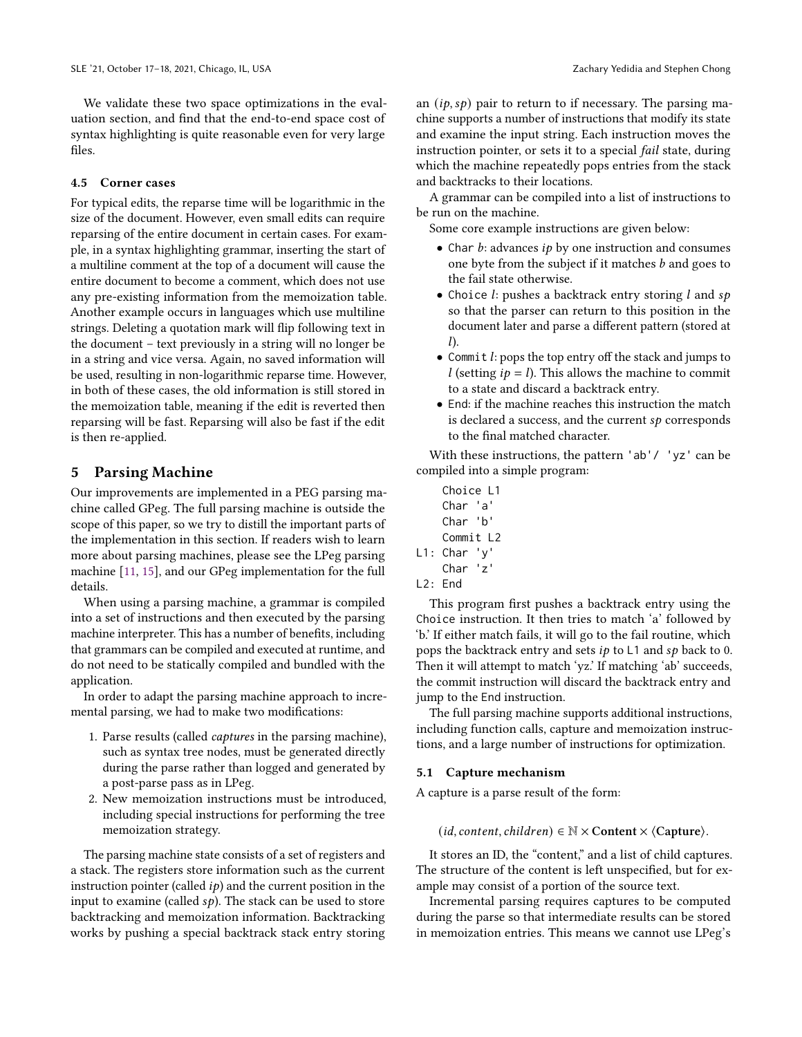We validate these two space optimizations in the evaluation section, and find that the end-to-end space cost of syntax highlighting is quite reasonable even for very large files.

### 4.5 Corner cases

For typical edits, the reparse time will be logarithmic in the size of the document. However, even small edits can require reparsing of the entire document in certain cases. For example, in a syntax highlighting grammar, inserting the start of a multiline comment at the top of a document will cause the entire document to become a comment, which does not use any pre-existing information from the memoization table. Another example occurs in languages which use multiline strings. Deleting a quotation mark will flip following text in the document – text previously in a string will no longer be in a string and vice versa. Again, no saved information will be used, resulting in non-logarithmic reparse time. However, in both of these cases, the old information is still stored in the memoization table, meaning if the edit is reverted then reparsing will be fast. Reparsing will also be fast if the edit is then re-applied.

## 5 Parsing Machine

Our improvements are implemented in a PEG parsing machine called GPeg. The full parsing machine is outside the scope of this paper, so we try to distill the important parts of the implementation in this section. If readers wish to learn more about parsing machines, please see the LPeg parsing machine [11, 15], and our GPeg implementation for the full details.

When using a parsing machine, a grammar is compiled into a set of instructions and then executed by the parsing machine interpreter. This has a number of benefits, including that grammars can be compiled and executed at runtime, and do not need to be statically compiled and bundled with the application.

In order to adapt the parsing machine approach to incremental parsing, we had to make two modifications:

1. Parse results (called *captures* in the parsing machine), such as syntax tree nodes, must be generated directly during the parse rather than logged and generated by a post-parse pass as in LPeg.
2. New memoization instructions must be introduced, including special instructions for performing the tree memoization strategy.

The parsing machine state consists of a set of registers and a stack. The registers store information such as the current instruction pointer (called $ip$) and the current position in the input to examine (called $sp$). The stack can be used to store backtracking and memoization information. Backtracking works by pushing a special backtrack stack entry storing an $(ip, sp)$ pair to return to if necessary. The parsing machine supports a number of instructions that modify its state and examine the input string. Each instruction moves the instruction pointer, or sets it to a special *fail* state, during which the machine repeatedly pops entries from the stack and backtracks to their locations.

A grammar can be compiled into a list of instructions to be run on the machine.

Some core example instructions are given below:

- `Char` $b$: advances $ip$ by one instruction and consumes one byte from the subject if it matches $b$ and goes to the fail state otherwise.
- `Choice` $l$: pushes a backtrack entry storing $l$ and $sp$ so that the parser can return to this position in the document later and parse a different pattern (stored at $l$).
- `Commit` $l$: pops the top entry off the stack and jumps to $l$ (setting $ip = l$). This allows the machine to commit to a state and discard a backtrack entry.
- `End`: if the machine reaches this instruction the match is declared a success, and the current $sp$ corresponds to the final matched character.

With these instructions, the pattern `'ab'/ 'yz'` can be compiled into a simple program:

```
    Choice L1
    Char 'a'
    Char 'b'
    Commit L2
L1: Char 'y'
    Char 'z'
L2: End
```

This program first pushes a backtrack entry using the `Choice` instruction. It then tries to match 'a' followed by 'b.' If either match fails, it will go to the fail routine, which pops the backtrack entry and sets $ip$ to `L1` and $sp$ back to 0. Then it will attempt to match 'yz.' If matching 'ab' succeeds, the commit instruction will discard the backtrack entry and jump to the `End` instruction.

The full parsing machine supports additional instructions, including function calls, capture and memoization instructions, and a large number of instructions for optimization.

### 5.1 Capture mechanism

A capture is a parse result of the form:

$$(id, content, children) \in \mathbb{N} \times \textbf{Content} \times \langle \textbf{Capture} \rangle.$$

It stores an ID, the "content," and a list of child captures. The structure of the content is left unspecified, but for example may consist of a portion of the source text.

Incremental parsing requires captures to be computed during the parse so that intermediate results can be stored in memoization entries. This means we cannot use LPeg's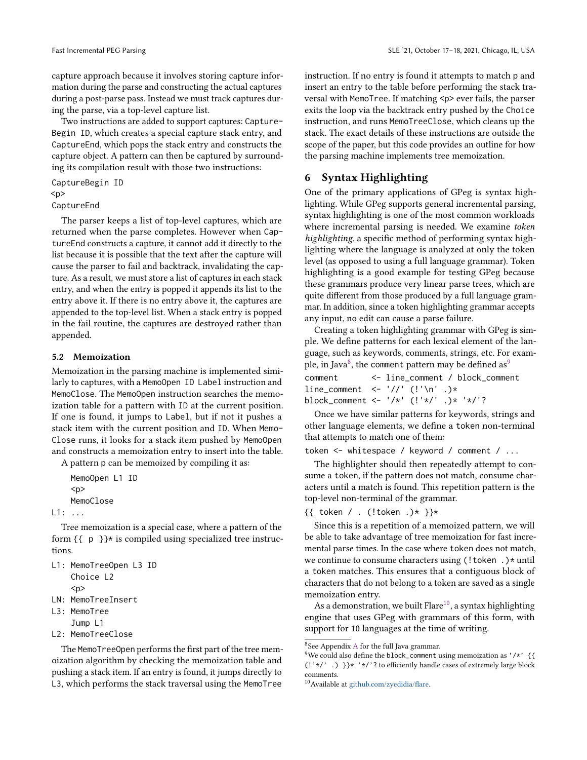capture approach because it involves storing capture information during the parse and constructing the actual captures during a post-parse pass. Instead we must track captures during the parse, via a top-level capture list.

Two instructions are added to support captures: `CaptureBegin ID`, which creates a special capture stack entry, and `CaptureEnd`, which pops the stack entry and constructs the capture object. A pattern can then be captured by surrounding its compilation result with those two instructions:

```
CaptureBegin ID
<p>
CaptureEnd
```

The parser keeps a list of top-level captures, which are returned when the parse completes. However when `CaptureEnd` constructs a capture, it cannot add it directly to the list because it is possible that the text after the capture will cause the parser to fail and backtrack, invalidating the capture. As a result, we must store a list of captures in each stack entry, and when the entry is popped it appends its list to the entry above it. If there is no entry above it, the captures are appended to the top-level list. When a stack entry is popped in the fail routine, the captures are destroyed rather than appended.

### 5.2 Memoization

Memoization in the parsing machine is implemented similarly to captures, with a `MemoOpen ID Label` instruction and `MemoClose`. The `MemoOpen` instruction searches the memoization table for a pattern with `ID` at the current position. If one is found, it jumps to `Label`, but if not it pushes a stack item with the current position and `ID`. When `MemoClose` runs, it looks for a stack item pushed by `MemoOpen` and constructs a memoization entry to insert into the table.

A pattern p can be memoized by compiling it as:

```
    MemoOpen L1 ID
    <p>
    MemoClose
L1: ...
```

Tree memoization is a special case, where a pattern of the form `{{ p }}*` is compiled using specialized tree instructions.

```
L1: MemoTreeOpen L3 ID
    Choice L2
    <p>
LN: MemoTreeInsert
L3: MemoTree
    Jump L1
L2: MemoTreeClose
```

The `MemoTreeOpen` performs the first part of the tree memoization algorithm by checking the memoization table and pushing a stack item. If an entry is found, it jumps directly to `L3`, which performs the stack traversal using the `MemoTree` instruction. If no entry is found it attempts to match p and insert an entry to the table before performing the stack traversal with `MemoTree`. If matching `<p>` ever fails, the parser exits the loop via the backtrack entry pushed by the `Choice` instruction, and runs `MemoTreeClose`, which cleans up the stack. The exact details of these instructions are outside the scope of the paper, but this code provides an outline for how the parsing machine implements tree memoization.

## 6 Syntax Highlighting

One of the primary applications of GPeg is syntax highlighting. While GPeg supports general incremental parsing, syntax highlighting is one of the most common workloads where incremental parsing is needed. We examine *token highlighting*, a specific method of performing syntax highlighting where the language is analyzed at only the token level (as opposed to using a full language grammar). Token highlighting is a good example for testing GPeg because these grammars produce very linear parse trees, which are quite different from those produced by a full language grammar. In addition, since a token highlighting grammar accepts any input, no edit can cause a parse failure.

Creating a token highlighting grammar with GPeg is simple. We define patterns for each lexical element of the language, such as keywords, comments, strings, etc. For example, in Java[8], the `comment` pattern may be defined as[9]

```
comment       <- line_comment / block_comment
line_comment  <- '//' (!'\n' .)*
block_comment <- '/*' (!'*/' .)* '*/'?
```

Once we have similar patterns for keywords, strings and other language elements, we define a `token` non-terminal that attempts to match one of them:

```
token <- whitespace / keyword / comment / ...
```

The highlighter should then repeatedly attempt to consume a `token`, if the pattern does not match, consume characters until a match is found. This repetition pattern is the top-level non-terminal of the grammar.

```
{{ token / . (!token .)* }}*
```

Since this is a repetition of a memoized pattern, we will be able to take advantage of tree memoization for fast incremental parse times. In the case where `token` does not match, we continue to consume characters using `(!token .)*` until a `token` matches. This ensures that a contiguous block of characters that do not belong to a token are saved as a single memoization entry.

As a demonstration, we built Flare[10], a syntax highlighting engine that uses GPeg with grammars of this form, with support for 10 languages at the time of writing.

---

[8] See Appendix A for the full Java grammar.

[9] We could also define the `block_comment` using memoization as `'/*' {{ (!'*/' .) }}* '*/'?` to efficiently handle cases of extremely large block comments.

[10] Available at github.com/zyedidia/flare.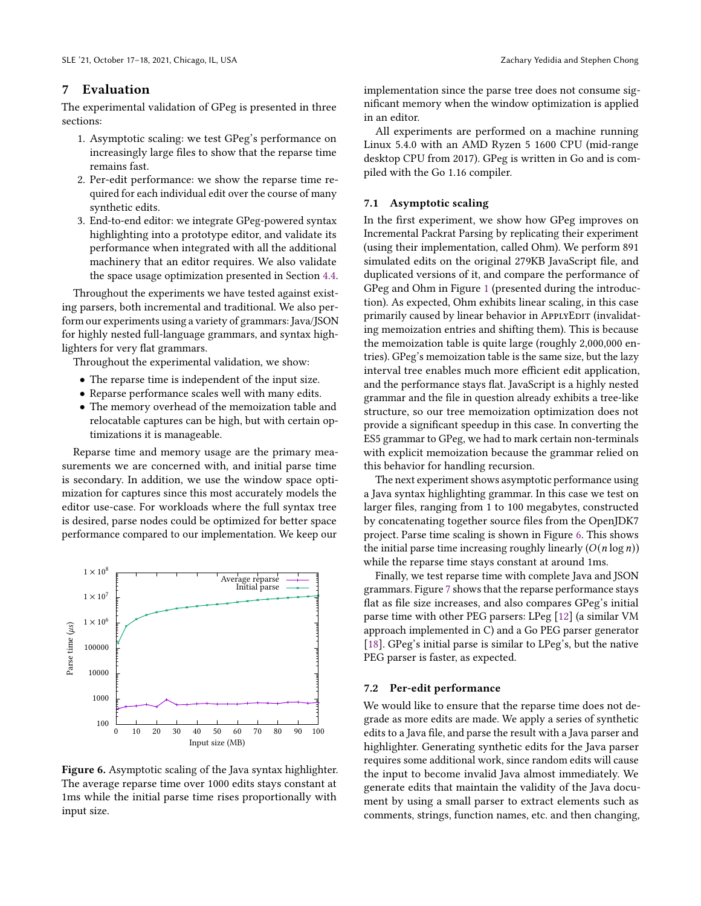# 7 Evaluation

The experimental validation of GPeg is presented in three sections:

1. Asymptotic scaling: we test GPeg's performance on increasingly large files to show that the reparse time remains fast.
2. Per-edit performance: we show the reparse time required for each individual edit over the course of many synthetic edits.
3. End-to-end editor: we integrate GPeg-powered syntax highlighting into a prototype editor, and validate its performance when integrated with all the additional machinery that an editor requires. We also validate the space usage optimization presented in Section 4.4.

Throughout the experiments we have tested against existing parsers, both incremental and traditional. We also perform our experiments using a variety of grammars: Java/JSON for highly nested full-language grammars, and syntax highlighters for very flat grammars.

Throughout the experimental validation, we show:

- The reparse time is independent of the input size.
- Reparse performance scales well with many edits.
- The memory overhead of the memoization table and relocatable captures can be high, but with certain optimizations it is manageable.

Reparse time and memory usage are the primary measurements we are concerned with, and initial parse time is secondary. In addition, we use the window space optimization for captures since this most accurately models the editor use-case. For workloads where the full syntax tree is desired, parse nodes could be optimized for better space performance compared to our implementation. We keep our implementation since the parse tree does not consume significant memory when the window optimization is applied in an editor.

**Figure 6.** Asymptotic scaling of the Java syntax highlighter. The average reparse time over 1000 edits stays constant at 1ms while the initial parse time rises proportionally with input size.

All experiments are performed on a machine running Linux 5.4.0 with an AMD Ryzen 5 1600 CPU (mid-range desktop CPU from 2017). GPeg is written in Go and is compiled with the Go 1.16 compiler.

## 7.1 Asymptotic scaling

In the first experiment, we show how GPeg improves on Incremental Packrat Parsing by replicating their experiment (using their implementation, called Ohm). We perform 891 simulated edits on the original 279KB JavaScript file, and duplicated versions of it, and compare the performance of GPeg and Ohm in Figure 1 (presented during the introduction). As expected, Ohm exhibits linear scaling, in this case primarily caused by linear behavior in ApplyEdit (invalidating memoization entries and shifting them). This is because the memoization table is quite large (roughly 2,000,000 entries). GPeg's memoization table is the same size, but the lazy interval tree enables much more efficient edit application, and the performance stays flat. JavaScript is a highly nested grammar and the file in question already exhibits a tree-like structure, so our tree memoization optimization does not provide a significant speedup in this case. In converting the ES5 grammar to GPeg, we had to mark certain non-terminals with explicit memoization because the grammar relied on this behavior for handling recursion.

The next experiment shows asymptotic performance using a Java syntax highlighting grammar. In this case we test on larger files, ranging from 1 to 100 megabytes, constructed by concatenating together source files from the OpenJDK7 project. Parse time scaling is shown in Figure 6. This shows the initial parse time increasing roughly linearly ($O(n \log n)$) while the reparse time stays constant at around 1ms.

Finally, we test reparse time with complete Java and JSON grammars. Figure 7 shows that the reparse performance stays flat as file size increases, and also compares GPeg's initial parse time with other PEG parsers: LPeg [12] (a similar VM approach implemented in C) and a Go PEG parser generator [18]. GPeg's initial parse is similar to LPeg's, but the native PEG parser is faster, as expected.

## 7.2 Per-edit performance

We would like to ensure that the reparse time does not degrade as more edits are made. We apply a series of synthetic edits to a Java file, and parse the result with a Java parser and highlighter. Generating synthetic edits for the Java parser requires some additional work, since random edits will cause the input to become invalid Java almost immediately. We generate edits that maintain the validity of the Java document by using a small parser to extract elements such as comments, strings, function names, etc. and then changing,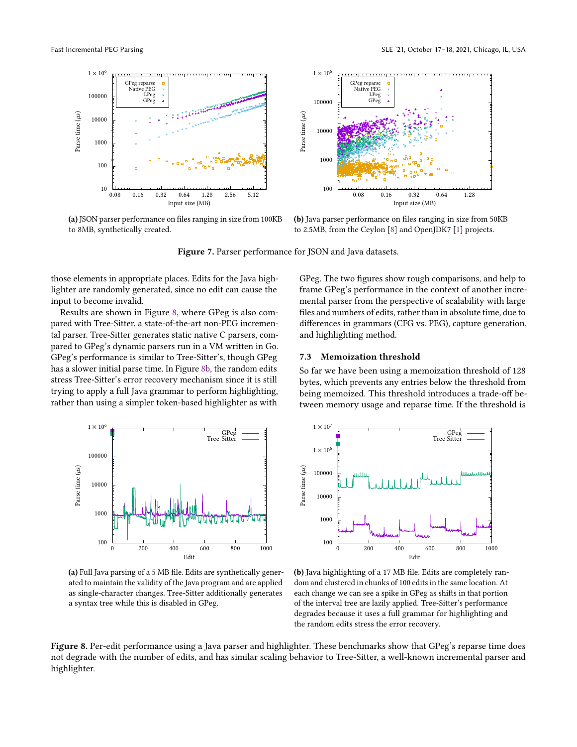(a) JSON parser performance on files ranging in size from 100KB to 8MB, synthetically created.

(b) Java parser performance on files ranging in size from 50KB to 2.5MB, from the Ceylon [8] and OpenJDK7 [1] projects.

**Figure 7.** Parser performance for JSON and Java datasets.

those elements in appropriate places. Edits for the Java highlighter are randomly generated, since no edit can cause the input to become invalid.

Results are shown in Figure 8, where GPeg is also compared with Tree-Sitter, a state-of-the-art non-PEG incremental parser. Tree-Sitter generates static native C parsers, compared to GPeg's dynamic parsers run in a VM written in Go. GPeg's performance is similar to Tree-Sitter's, though GPeg has a slower initial parse time. In Figure 8b, the random edits stress Tree-Sitter's error recovery mechanism since it is still trying to apply a full Java grammar to perform highlighting, rather than using a simpler token-based highlighter as with GPeg. The two figures show rough comparisons, and help to frame GPeg's performance in the context of another incremental parser from the perspective of scalability with large files and numbers of edits, rather than in absolute time, due to differences in grammars (CFG vs. PEG), capture generation, and highlighting method.

### 7.3 Memoization threshold

So far we have been using a memoization threshold of 128 bytes, which prevents any entries below the threshold from being memoized. This threshold introduces a trade-off between memory usage and reparse time. If the threshold is

(a) Full Java parsing of a 5 MB file. Edits are synthetically generated to maintain the validity of the Java program and are applied as single-character changes. Tree-Sitter additionally generates a syntax tree while this is disabled in GPeg.

(b) Java highlighting of a 17 MB file. Edits are completely random and clustered in chunks of 100 edits in the same location. At each change we can see a spike in GPeg as shifts in that portion of the interval tree are lazily applied. Tree-Sitter's performance degrades because it uses a full grammar for highlighting and the random edits stress the error recovery.

**Figure 8.** Per-edit performance using a Java parser and highlighter. These benchmarks show that GPeg's reparse time does not degrade with the number of edits, and has similar scaling behavior to Tree-Sitter, a well-known incremental parser and highlighter.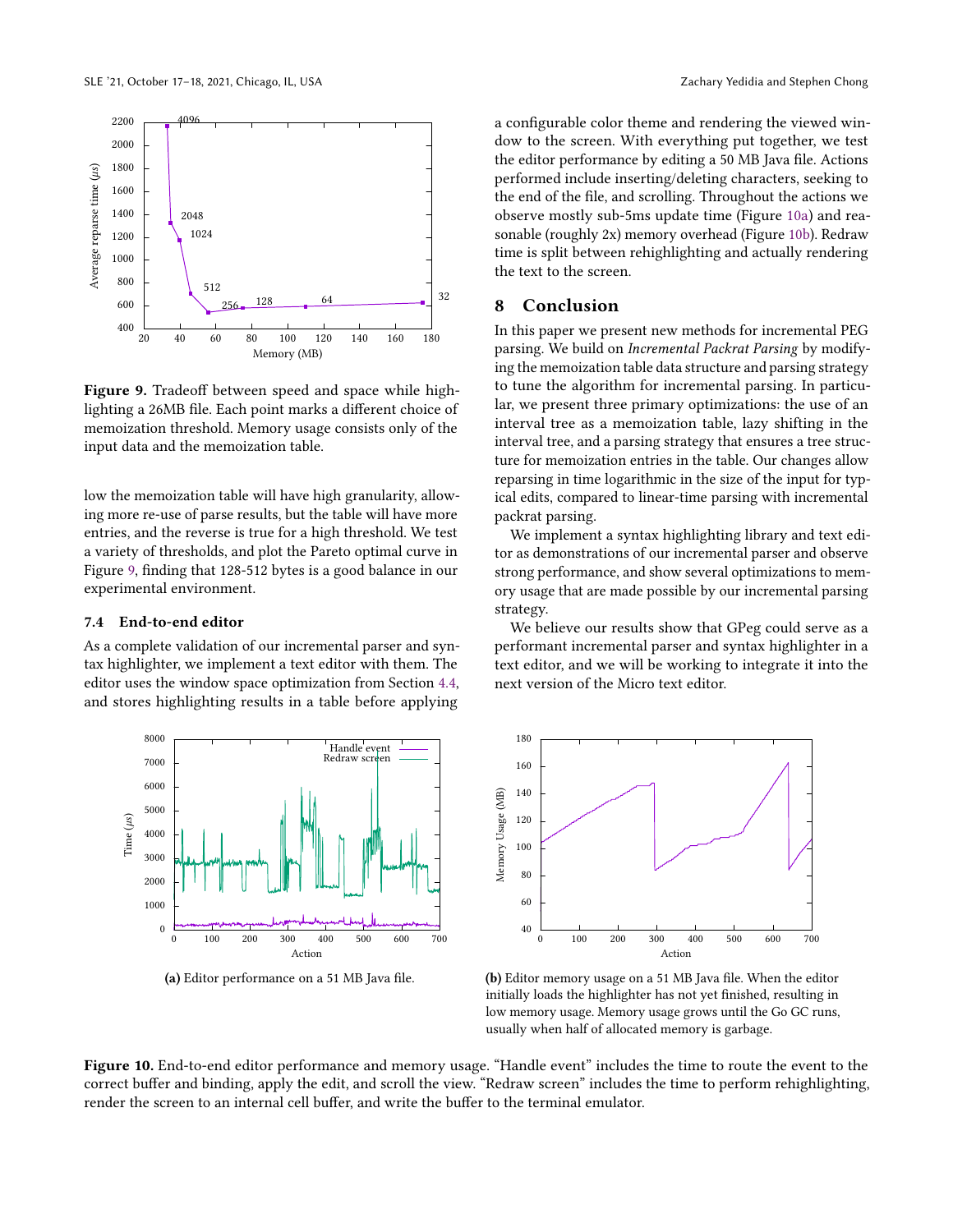Figure 9. Tradeoff between speed and space while highlighting a 26MB file. Each point marks a different choice of memoization threshold. Memory usage consists only of the input data and the memoization table.

low the memoization table will have high granularity, allowing more re-use of parse results, but the table will have more entries, and the reverse is true for a high threshold. We test a variety of thresholds, and plot the Pareto optimal curve in Figure 9, finding that 128-512 bytes is a good balance in our experimental environment.

### 7.4 End-to-end editor

As a complete validation of our incremental parser and syntax highlighter, we implement a text editor with them. The editor uses the window space optimization from Section 4.4, and stores highlighting results in a table before applying a configurable color theme and rendering the viewed window to the screen. With everything put together, we test the editor performance by editing a 50 MB Java file. Actions performed include inserting/deleting characters, seeking to the end of the file, and scrolling. Throughout the actions we observe mostly sub-5ms update time (Figure 10a) and reasonable (roughly 2x) memory overhead (Figure 10b). Redraw time is split between rehighlighting and actually rendering the text to the screen.

## 8 Conclusion

In this paper we present new methods for incremental PEG parsing. We build on *Incremental Packrat Parsing* by modifying the memoization table data structure and parsing strategy to tune the algorithm for incremental parsing. In particular, we present three primary optimizations: the use of an interval tree as a memoization table, lazy shifting in the interval tree, and a parsing strategy that ensures a tree structure for memoization entries in the table. Our changes allow reparsing in time logarithmic in the size of the input for typical edits, compared to linear-time parsing with incremental packrat parsing.

We implement a syntax highlighting library and text editor as demonstrations of our incremental parser and observe strong performance, and show several optimizations to memory usage that are made possible by our incremental parsing strategy.

We believe our results show that GPeg could serve as a performant incremental parser and syntax highlighter in a text editor, and we will be working to integrate it into the next version of the Micro text editor.

**(a)** Editor performance on a 51 MB Java file.

**(b)** Editor memory usage on a 51 MB Java file. When the editor initially loads the highlighter has not yet finished, resulting in low memory usage. Memory usage grows until the Go GC runs, usually when half of allocated memory is garbage.

**Figure 10.** End-to-end editor performance and memory usage. "Handle event" includes the time to route the event to the correct buffer and binding, apply the edit, and scroll the view. "Redraw screen" includes the time to perform rehighlighting, render the screen to an internal cell buffer, and write the buffer to the terminal emulator.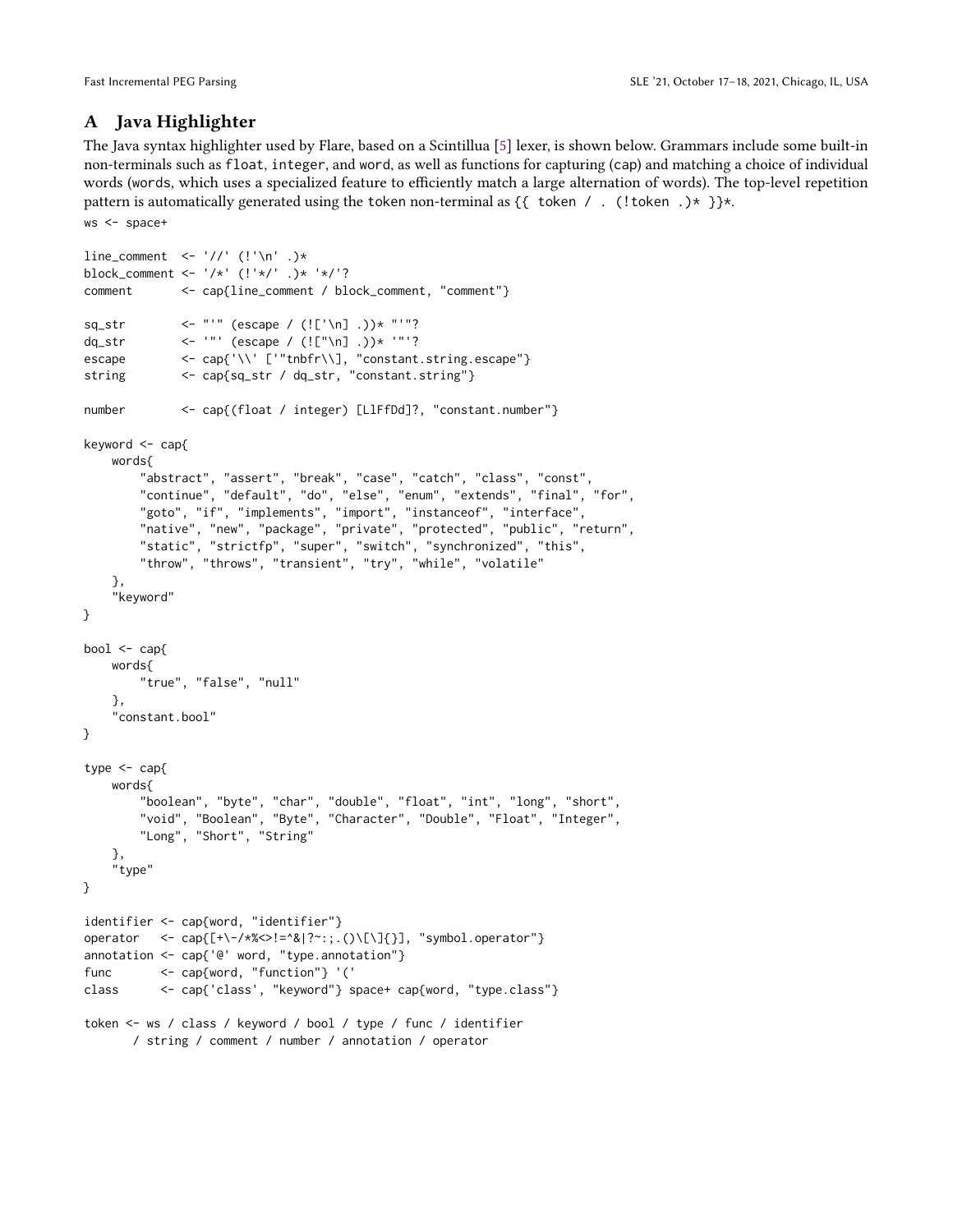# A Java Highlighter

The Java syntax highlighter used by Flare, based on a Scintillua [5] lexer, is shown below. Grammars include some built-in non-terminals such as `float`, `integer`, and `word`, as well as functions for capturing (`cap`) and matching a choice of individual words (`words`, which uses a specialized feature to efficiently match a large alternation of words). The top-level repetition pattern is automatically generated using the `token` non-terminal as `{{ token / . (!token .)* }}*`.

```
ws <- space+

line_comment  <- '//' (!'\n' .)*
block_comment <- '/*' (!'*/' .)* '*/'?
comment       <- cap{line_comment / block_comment, "comment"}

sq_str        <- "'" (escape / (!['\n] .))* "'"?
dq_str        <- '"' (escape / (!["\n] .))* '"'?
escape        <- cap{'\\' ['"tnbfr\\], "constant.string.escape"}
string        <- cap{sq_str / dq_str, "constant.string"}

number        <- cap{(float / integer) [LlFfDd]?, "constant.number"}

keyword <- cap{
    words{
        "abstract", "assert", "break", "case", "catch", "class", "const",
        "continue", "default", "do", "else", "enum", "extends", "final", "for",
        "goto", "if", "implements", "import", "instanceof", "interface",
        "native", "new", "package", "private", "protected", "public", "return",
        "static", "strictfp", "super", "switch", "synchronized", "this",
        "throw", "throws", "transient", "try", "while", "volatile"
    },
    "keyword"
}

bool <- cap{
    words{
        "true", "false", "null"
    },
    "constant.bool"
}

type <- cap{
    words{
        "boolean", "byte", "char", "double", "float", "int", "long", "short",
        "void", "Boolean", "Byte", "Character", "Double", "Float", "Integer",
        "Long", "Short", "String"
    },
    "type"
}

identifier <- cap{word, "identifier"}
operator   <- cap{[+\-/*%<>!=^&|?~:;.()\[\]{}], "symbol.operator"}
annotation <- cap{'@' word, "type.annotation"}
func       <- cap{word, "function"} '('
class      <- cap{'class', "keyword"} space+ cap{word, "type.class"}

token <- ws / class / keyword / bool / type / func / identifier
       / string / comment / number / annotation / operator
```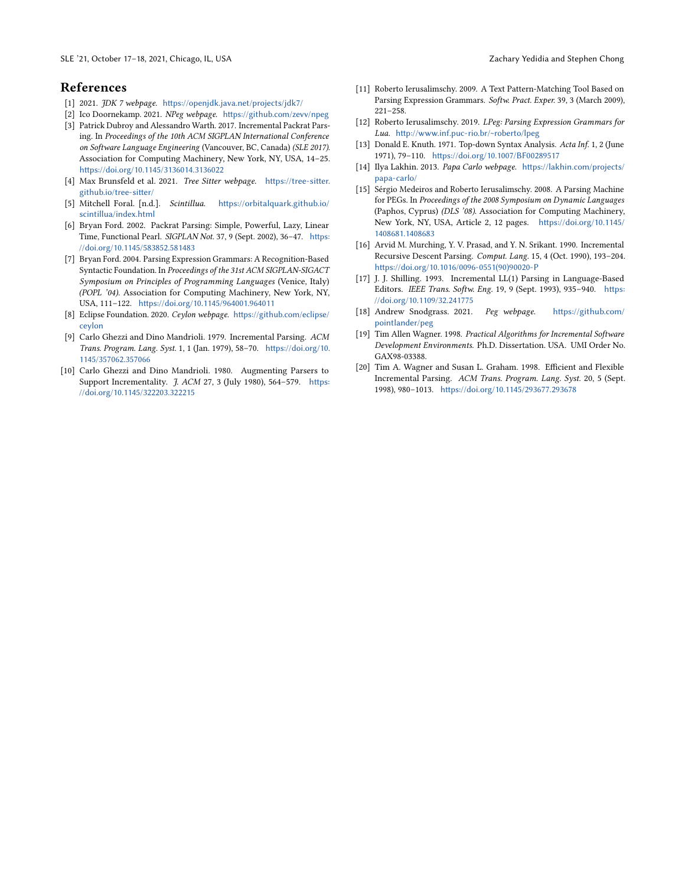# References

[1] 2021. *JDK 7 webpage.* https://openjdk.java.net/projects/jdk7/

[2] Ico Doornekamp. 2021. *NPeg webpage.* https://github.com/zevv/npeg

[3] Patrick Dubroy and Alessandro Warth. 2017. Incremental Packrat Parsing. In *Proceedings of the 10th ACM SIGPLAN International Conference on Software Language Engineering* (Vancouver, BC, Canada) *(SLE 2017)*. Association for Computing Machinery, New York, NY, USA, 14–25. https://doi.org/10.1145/3136014.3136022

[4] Max Brunsfeld et al. 2021. *Tree Sitter webpage.* https://tree-sitter.github.io/tree-sitter/

[5] Mitchell Foral. [n.d.]. *Scintillua.* https://orbitalquark.github.io/scintillua/index.html

[6] Bryan Ford. 2002. Packrat Parsing: Simple, Powerful, Lazy, Linear Time, Functional Pearl. *SIGPLAN Not.* 37, 9 (Sept. 2002), 36–47. https://doi.org/10.1145/583852.581483

[7] Bryan Ford. 2004. Parsing Expression Grammars: A Recognition-Based Syntactic Foundation. In *Proceedings of the 31st ACM SIGPLAN-SIGACT Symposium on Principles of Programming Languages* (Venice, Italy) *(POPL '04)*. Association for Computing Machinery, New York, NY, USA, 111–122. https://doi.org/10.1145/964001.964011

[8] Eclipse Foundation. 2020. *Ceylon webpage.* https://github.com/eclipse/ceylon

[9] Carlo Ghezzi and Dino Mandrioli. 1979. Incremental Parsing. *ACM Trans. Program. Lang. Syst.* 1, 1 (Jan. 1979), 58–70. https://doi.org/10.1145/357062.357066

[10] Carlo Ghezzi and Dino Mandrioli. 1980. Augmenting Parsers to Support Incrementality. *J. ACM* 27, 3 (July 1980), 564–579. https://doi.org/10.1145/322203.322215

[11] Roberto Ierusalimschy. 2009. A Text Pattern-Matching Tool Based on Parsing Expression Grammars. *Softw. Pract. Exper.* 39, 3 (March 2009), 221–258.

[12] Roberto Ierusalimschy. 2019. *LPeg: Parsing Expression Grammars for Lua.* http://www.inf.puc-rio.br/~roberto/lpeg

[13] Donald E. Knuth. 1971. Top-down Syntax Analysis. *Acta Inf.* 1, 2 (June 1971), 79–110. https://doi.org/10.1007/BF00289517

[14] Ilya Lakhin. 2013. *Papa Carlo webpage.* https://lakhin.com/projects/papa-carlo/

[15] Sérgio Medeiros and Roberto Ierusalimschy. 2008. A Parsing Machine for PEGs. In *Proceedings of the 2008 Symposium on Dynamic Languages* (Paphos, Cyprus) *(DLS '08)*. Association for Computing Machinery, New York, NY, USA, Article 2, 12 pages. https://doi.org/10.1145/1408681.1408683

[16] Arvid M. Murching, Y. V. Prasad, and Y. N. Srikant. 1990. Incremental Recursive Descent Parsing. *Comput. Lang.* 15, 4 (Oct. 1990), 193–204. https://doi.org/10.1016/0096-0551(90)90020-P

[17] J. J. Shilling. 1993. Incremental LL(1) Parsing in Language-Based Editors. *IEEE Trans. Softw. Eng.* 19, 9 (Sept. 1993), 935–940. https://doi.org/10.1109/32.241775

[18] Andrew Snodgrass. 2021. *Peg webpage.* https://github.com/pointlander/peg

[19] Tim Allen Wagner. 1998. *Practical Algorithms for Incremental Software Development Environments.* Ph.D. Dissertation. USA. UMI Order No. GAX98-03388.

[20] Tim A. Wagner and Susan L. Graham. 1998. Efficient and Flexible Incremental Parsing. *ACM Trans. Program. Lang. Syst.* 20, 5 (Sept. 1998), 980–1013. https://doi.org/10.1145/293677.293678